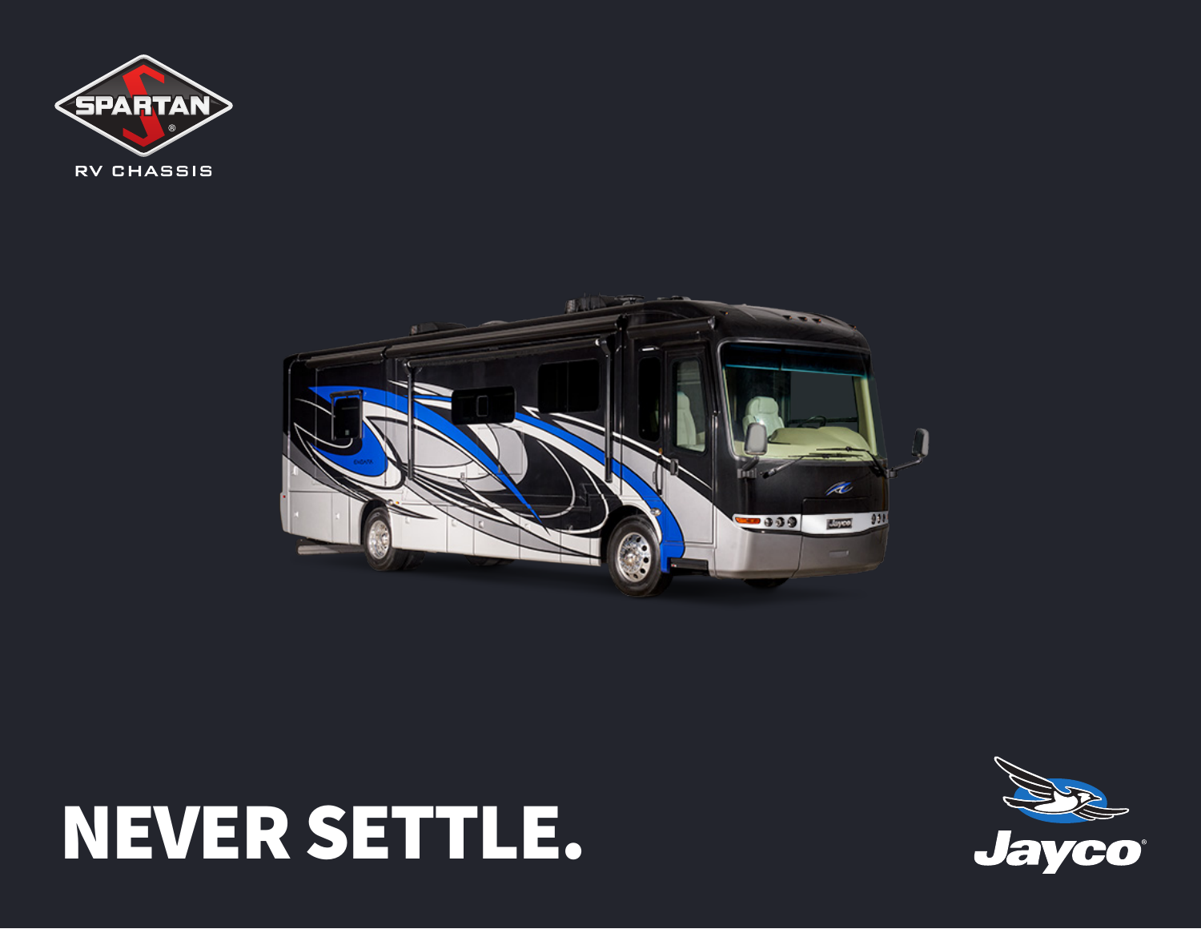SPARTAN

RV CHASSIS

# NEVER SETTLE.

Jayco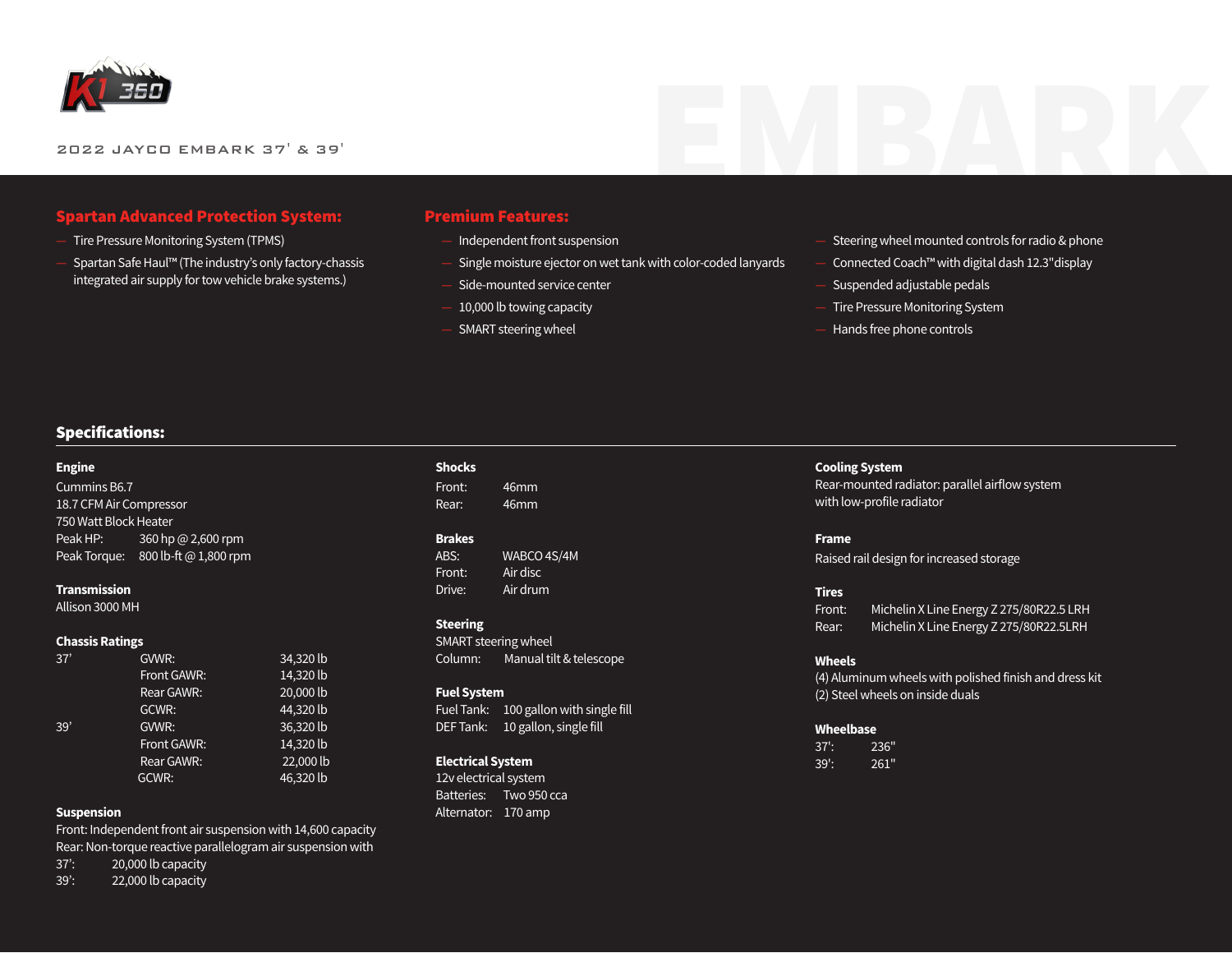2022 JAYCO EMBARK 37' & 39'

## Spartan Advanced Protection System:

- Tire Pressure Monitoring System (TPMS)
- Spartan Safe Haul™ (The industry's only factory-chassis integrated air supply for tow vehicle brake systems.)

## Premium Features:

- Independent front suspension
- Single moisture ejector on wet tank with color-coded lanyards
- Side-mounted service center
- 10,000 lb towing capacity
- SMART steering wheel
- Steering wheel mounted controls for radio & phone
- Connected Coach™ with digital dash 12.3"display
- Suspended adjustable pedals
- Tire Pressure Monitoring System
- Hands free phone controls

## Specifications:

**Engine**
Cummins B6.7
18.7 CFM Air Compressor
750 Watt Block Heater
Peak HP: 360 hp @ 2,600 rpm
Peak Torque: 800 lb-ft @ 1,800 rpm

**Transmission**
Allison 3000 MH

**Chassis Ratings**

| | | |
|---|---|---|
| 37' | GVWR: | 34,320 lb |
| | Front GAWR: | 14,320 lb |
| | Rear GAWR: | 20,000 lb |
| | GCWR: | 44,320 lb |
| 39' | GVWR: | 36,320 lb |
| | Front GAWR: | 14,320 lb |
| | Rear GAWR: | 22,000 lb |
| | GCWR: | 46,320 lb |

**Suspension**
Front: Independent front air suspension with 14,600 capacity
Rear: Non-torque reactive parallelogram air suspension with
37': 20,000 lb capacity
39': 22,000 lb capacity

**Shocks**
Front: 46mm
Rear: 46mm

**Brakes**
ABS: WABCO 4S/4M
Front: Air disc
Drive: Air drum

**Steering**
SMART steering wheel
Column: Manual tilt & telescope

**Fuel System**
Fuel Tank: 100 gallon with single fill
DEF Tank: 10 gallon, single fill

**Electrical System**
12v electrical system
Batteries: Two 950 cca
Alternator: 170 amp

**Cooling System**
Rear-mounted radiator: parallel airflow system with low-profile radiator

**Frame**
Raised rail design for increased storage

**Tires**
Front: Michelin X Line Energy Z 275/80R22.5 LRH
Rear: Michelin X Line Energy Z 275/80R22.5LRH

**Wheels**
(4) Aluminum wheels with polished finish and dress kit
(2) Steel wheels on inside duals

**Wheelbase**
37': 236"
39': 261"